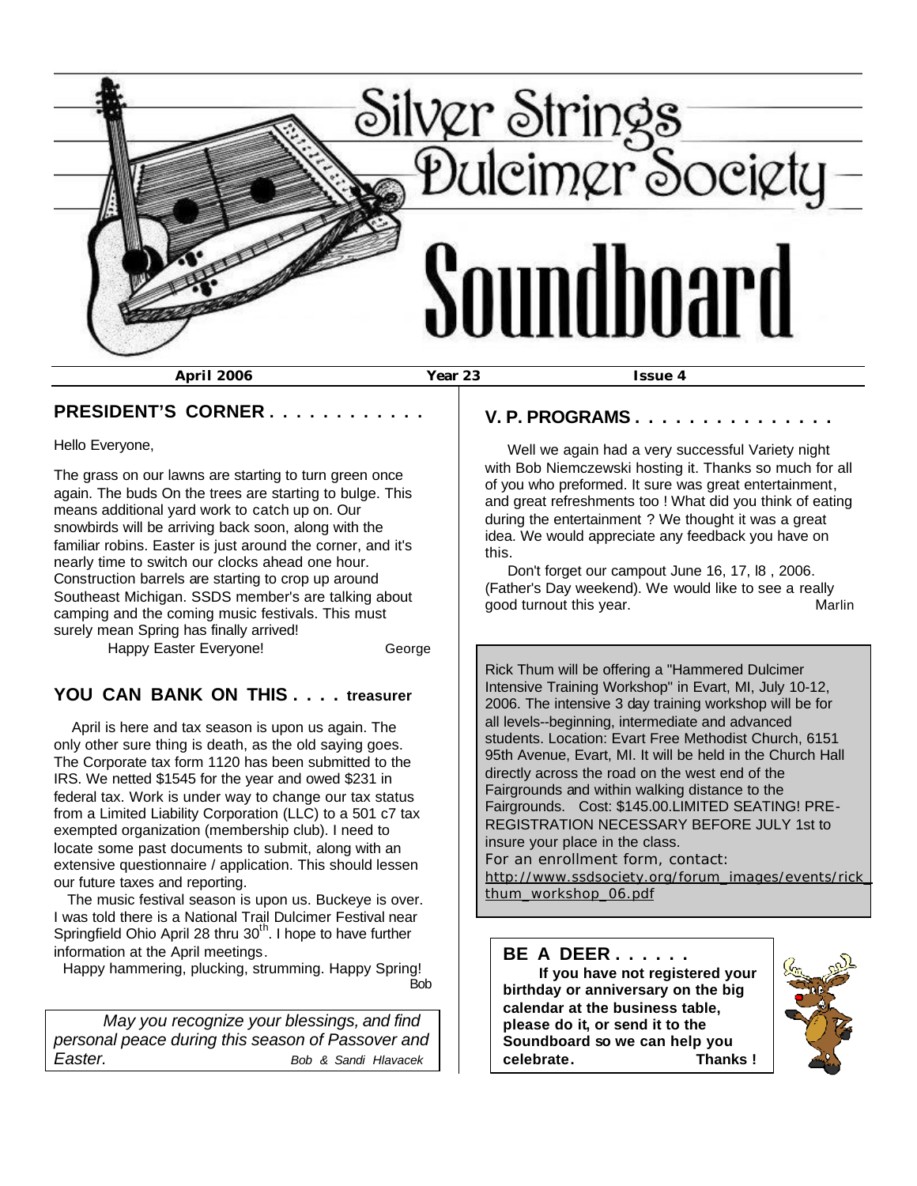# Silver Strings Dulcimer Society

# Soundboard

**April 2006** **Year 23** **Issue 4**

## PRESIDENT'S CORNER . . . . . . . . . . . .

Hello Everyone,

The grass on our lawns are starting to turn green once again. The buds On the trees are starting to bulge. This means additional yard work to catch up on. Our snowbirds will be arriving back soon, along with the familiar robins. Easter is just around the corner, and it's nearly time to switch our clocks ahead one hour. Construction barrels are starting to crop up around Southeast Michigan. SSDS member's are talking about camping and the coming music festivals. This must surely mean Spring has finally arrived!

Happy Easter Everyone! George

## YOU CAN BANK ON THIS . . . . treasurer

April is here and tax season is upon us again. The only other sure thing is death, as the old saying goes. The Corporate tax form 1120 has been submitted to the IRS. We netted $1545 for the year and owed $231 in federal tax. Work is under way to change our tax status from a Limited Liability Corporation (LLC) to a 501 c7 tax exempted organization (membership club). I need to locate some past documents to submit, along with an extensive questionnaire / application. This should lessen our future taxes and reporting.

The music festival season is upon us. Buckeye is over. I was told there is a National Trail Dulcimer Festival near Springfield Ohio April 28 thru 30th. I hope to have further information at the April meetings.

Happy hammering, plucking, strumming. Happy Spring!

Bob

*May you recognize your blessings, and find personal peace during this season of Passover and Easter.* *Bob & Sandi Hlavacek*

## V. P. PROGRAMS . . . . . . . . . . . . . . .

Well we again had a very successful Variety night with Bob Niemczewski hosting it. Thanks so much for all of you who preformed. It sure was great entertainment, and great refreshments too ! What did you think of eating during the entertainment ? We thought it was a great idea. We would appreciate any feedback you have on this.

Don't forget our campout June 16, 17, l8 , 2006. (Father's Day weekend). We would like to see a really good turnout this year. Marlin

Rick Thum will be offering a "Hammered Dulcimer Intensive Training Workshop" in Evart, MI, July 10-12, 2006. The intensive 3 day training workshop will be for all levels--beginning, intermediate and advanced students. Location: Evart Free Methodist Church, 6151 95th Avenue, Evart, MI. It will be held in the Church Hall directly across the road on the west end of the Fairgrounds and within walking distance to the Fairgrounds. Cost: $145.00.LIMITED SEATING! PRE-REGISTRATION NECESSARY BEFORE JULY 1st to insure your place in the class.

For an enrollment form, contact:
http://www.ssdsociety.org/forum_images/events/rick_thum_workshop_06.pdf

## BE A DEER . . . . . .

**If you have not registered your birthday or anniversary on the big calendar at the business table, please do it, or send it to the Soundboard so we can help you celebrate. Thanks !**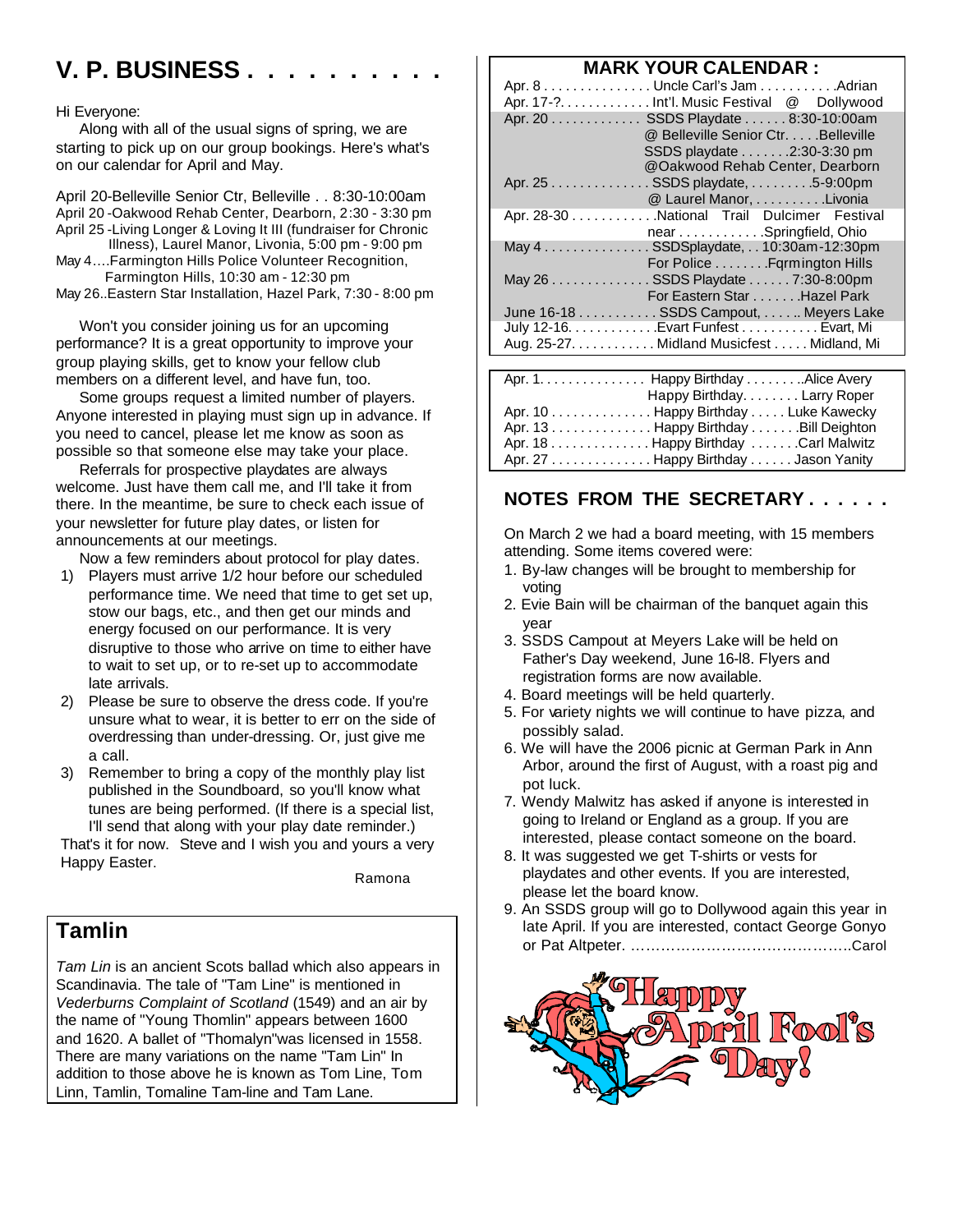# V. P. BUSINESS . . . . . . . . . .

Hi Everyone:

Along with all of the usual signs of spring, we are starting to pick up on our group bookings. Here's what's on our calendar for April and May.

April 20-Belleville Senior Ctr, Belleville . . 8:30-10:00am
April 20 -Oakwood Rehab Center, Dearborn, 2:30 - 3:30 pm
April 25 -Living Longer & Loving It III (fundraiser for Chronic Illness), Laurel Manor, Livonia, 5:00 pm - 9:00 pm
May 4….Farmington Hills Police Volunteer Recognition, Farmington Hills, 10:30 am - 12:30 pm
May 26..Eastern Star Installation, Hazel Park, 7:30 - 8:00 pm

Won't you consider joining us for an upcoming performance? It is a great opportunity to improve your group playing skills, get to know your fellow club members on a different level, and have fun, too.

Some groups request a limited number of players. Anyone interested in playing must sign up in advance. If you need to cancel, please let me know as soon as possible so that someone else may take your place.

Referrals for prospective playdates are always welcome. Just have them call me, and I'll take it from there. In the meantime, be sure to check each issue of your newsletter for future play dates, or listen for announcements at our meetings.

Now a few reminders about protocol for play dates.

1) Players must arrive 1/2 hour before our scheduled performance time. We need that time to get set up, stow our bags, etc., and then get our minds and energy focused on our performance. It is very disruptive to those who arrive on time to either have to wait to set up, or to re-set up to accommodate late arrivals.
2) Please be sure to observe the dress code. If you're unsure what to wear, it is better to err on the side of overdressing than under-dressing. Or, just give me a call.
3) Remember to bring a copy of the monthly play list published in the Soundboard, so you'll know what tunes are being performed. (If there is a special list, I'll send that along with your play date reminder.)

That's it for now. Steve and I wish you and yours a very Happy Easter.

Ramona

## Tamlin

*Tam Lin* is an ancient Scots ballad which also appears in Scandinavia. The tale of "Tam Line" is mentioned in *Vederburns Complaint of Scotland* (1549) and an air by the name of "Young Thomlin" appears between 1600 and 1620. A ballet of "Thomalyn"was licensed in 1558. There are many variations on the name "Tam Lin" In addition to those above he is known as Tom Line, Tom Linn, Tamlin, Tomaline Tam-line and Tam Lane.

## MARK YOUR CALENDAR :

Apr. 8 . . . . . . . . . . . . . . . Uncle Carl's Jam . . . . . . . . . . .Adrian
Apr. 17-?. . . . . . . . . . . . . Int'l. Music Festival @ Dollywood
Apr. 20 . . . . . . . . . . . . . SSDS Playdate . . . . . . 8:30-10:00am
@ Belleville Senior Ctr. . . . .Belleville
SSDS playdate . . . . . . .2:30-3:30 pm
@Oakwood Rehab Center, Dearborn
Apr. 25 . . . . . . . . . . . . . . SSDS playdate, . . . . . . . . .5-9:00pm
@ Laurel Manor, . . . . . . . . . .Livonia
Apr. 28-30 . . . . . . . . . . . .National Trail Dulcimer Festival
near . . . . . . . . . . . .Springfield, Ohio
May 4 . . . . . . . . . . . . . . . SSDSplaydate, . . 10:30am-12:30pm
For Police . . . . . . . .Fqrmington Hills
May 26 . . . . . . . . . . . . . . SSDS Playdate . . . . . . 7:30-8:00pm
For Eastern Star . . . . . . .Hazel Park
June 16-18 . . . . . . . . . . . SSDS Campout, . . . . .. Meyers Lake
July 12-16. . . . . . . . . . . . .Evart Funfest . . . . . . . . . . . Evart, Mi
Aug. 25-27. . . . . . . . . . . . Midland Musicfest . . . . . Midland, Mi

Apr. 1. . . . . . . . . . . . . . . Happy Birthday . . . . . . . ..Alice Avery
Happy Birthday. . . . . . . . Larry Roper
Apr. 10 . . . . . . . . . . . . . . Happy Birthday . . . . . Luke Kawecky
Apr. 13 . . . . . . . . . . . . . . Happy Birthday . . . . . . .Bill Deighton
Apr. 18 . . . . . . . . . . . . . . Happy Birthday . . . . . . .Carl Malwitz
Apr. 27 . . . . . . . . . . . . . . Happy Birthday . . . . . . Jason Yanity

## NOTES FROM THE SECRETARY . . . . . .

On March 2 we had a board meeting, with 15 members attending. Some items covered were:

1. By-law changes will be brought to membership for voting
2. Evie Bain will be chairman of the banquet again this year
3. SSDS Campout at Meyers Lake will be held on Father's Day weekend, June 16-l8. Flyers and registration forms are now available.
4. Board meetings will be held quarterly.
5. For variety nights we will continue to have pizza, and possibly salad.
6. We will have the 2006 picnic at German Park in Ann Arbor, around the first of August, with a roast pig and pot luck.
7. Wendy Malwitz has asked if anyone is interested in going to Ireland or England as a group. If you are interested, please contact someone on the board.
8. It was suggested we get T-shirts or vests for playdates and other events. If you are interested, please let the board know.
9. An SSDS group will go to Dollywood again this year in late April. If you are interested, contact George Gonyo or Pat Altpeter. ……………………………………..Carol

Happy April Fool's Day!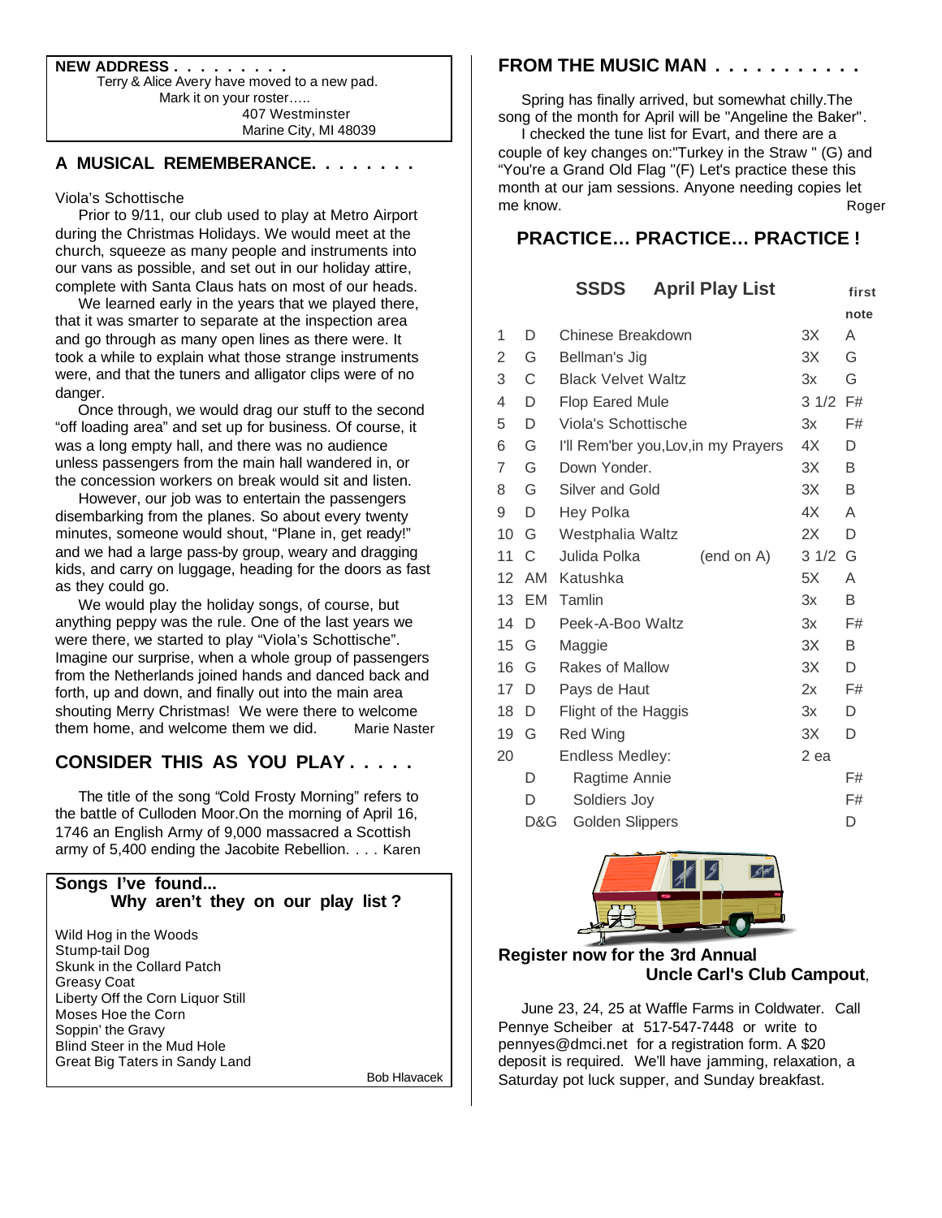**NEW ADDRESS . . . . . . . . .**

Terry & Alice Avery have moved to a new pad.
Mark it on your roster…..
407 Westminster
Marine City, MI 48039

## A MUSICAL REMEMBERANCE. . . . . . . .

Viola's Schottische

Prior to 9/11, our club used to play at Metro Airport during the Christmas Holidays. We would meet at the church, squeeze as many people and instruments into our vans as possible, and set out in our holiday attire, complete with Santa Claus hats on most of our heads.

We learned early in the years that we played there, that it was smarter to separate at the inspection area and go through as many open lines as there were. It took a while to explain what those strange instruments were, and that the tuners and alligator clips were of no danger.

Once through, we would drag our stuff to the second "off loading area" and set up for business. Of course, it was a long empty hall, and there was no audience unless passengers from the main hall wandered in, or the concession workers on break would sit and listen.

However, our job was to entertain the passengers disembarking from the planes. So about every twenty minutes, someone would shout, "Plane in, get ready!" and we had a large pass-by group, weary and dragging kids, and carry on luggage, heading for the doors as fast as they could go.

We would play the holiday songs, of course, but anything peppy was the rule. One of the last years we were there, we started to play "Viola's Schottische". Imagine our surprise, when a whole group of passengers from the Netherlands joined hands and danced back and forth, up and down, and finally out into the main area shouting Merry Christmas! We were there to welcome them home, and welcome them we did. Marie Naster

## CONSIDER THIS AS YOU PLAY . . . . .

The title of the song "Cold Frosty Morning" refers to the battle of Culloden Moor.On the morning of April 16, 1746 an English Army of 9,000 massacred a Scottish army of 5,400 ending the Jacobite Rebellion. . . . Karen

## Songs I've found... Why aren't they on our play list ?

Wild Hog in the Woods
Stump-tail Dog
Skunk in the Collard Patch
Greasy Coat
Liberty Off the Corn Liquor Still
Moses Hoe the Corn
Soppin' the Gravy
Blind Steer in the Mud Hole
Great Big Taters in Sandy Land

Bob Hlavacek

## FROM THE MUSIC MAN . . . . . . . . . . .

Spring has finally arrived, but somewhat chilly.The song of the month for April will be "Angeline the Baker".

I checked the tune list for Evart, and there are a couple of key changes on:"Turkey in the Straw " (G) and "You're a Grand Old Flag "(F) Let's practice these this month at our jam sessions. Anyone needing copies let me know. Roger

## PRACTICE… PRACTICE… PRACTICE !

### SSDS April Play List

| # | Key | Tune | | first note |
|---|---|---|---|---|
| 1 | D | Chinese Breakdown | 3X | A |
| 2 | G | Bellman's Jig | 3X | G |
| 3 | C | Black Velvet Waltz | 3x | G |
| 4 | D | Flop Eared Mule | 3 1/2 | F# |
| 5 | D | Viola's Schottische | 3x | F# |
| 6 | G | I'll Rem'ber you,Lov,in my Prayers | 4X | D |
| 7 | G | Down Yonder. | 3X | B |
| 8 | G | Silver and Gold | 3X | B |
| 9 | D | Hey Polka | 4X | A |
| 10 | G | Westphalia Waltz | 2X | D |
| 11 | C | Julida Polka (end on A) | 3 1/2 | G |
| 12 | AM | Katushka | 5X | A |
| 13 | EM | Tamlin | 3x | B |
| 14 | D | Peek-A-Boo Waltz | 3x | F# |
| 15 | G | Maggie | 3X | B |
| 16 | G | Rakes of Mallow | 3X | D |
| 17 | D | Pays de Haut | 2x | F# |
| 18 | D | Flight of the Haggis | 3x | D |
| 19 | G | Red Wing | 3X | D |
| 20 | | Endless Medley: | 2 ea | |
| | D | Ragtime Annie | | F# |
| | D | Soldiers Joy | | F# |
| | D&G | Golden Slippers | | D |

**Register now for the 3rd Annual Uncle Carl's Club Campout**,

June 23, 24, 25 at Waffle Farms in Coldwater. Call Pennye Scheiber at 517-547-7448 or write to pennyes@dmci.net for a registration form. A $20 deposit is required. We'll have jamming, relaxation, a Saturday pot luck supper, and Sunday breakfast.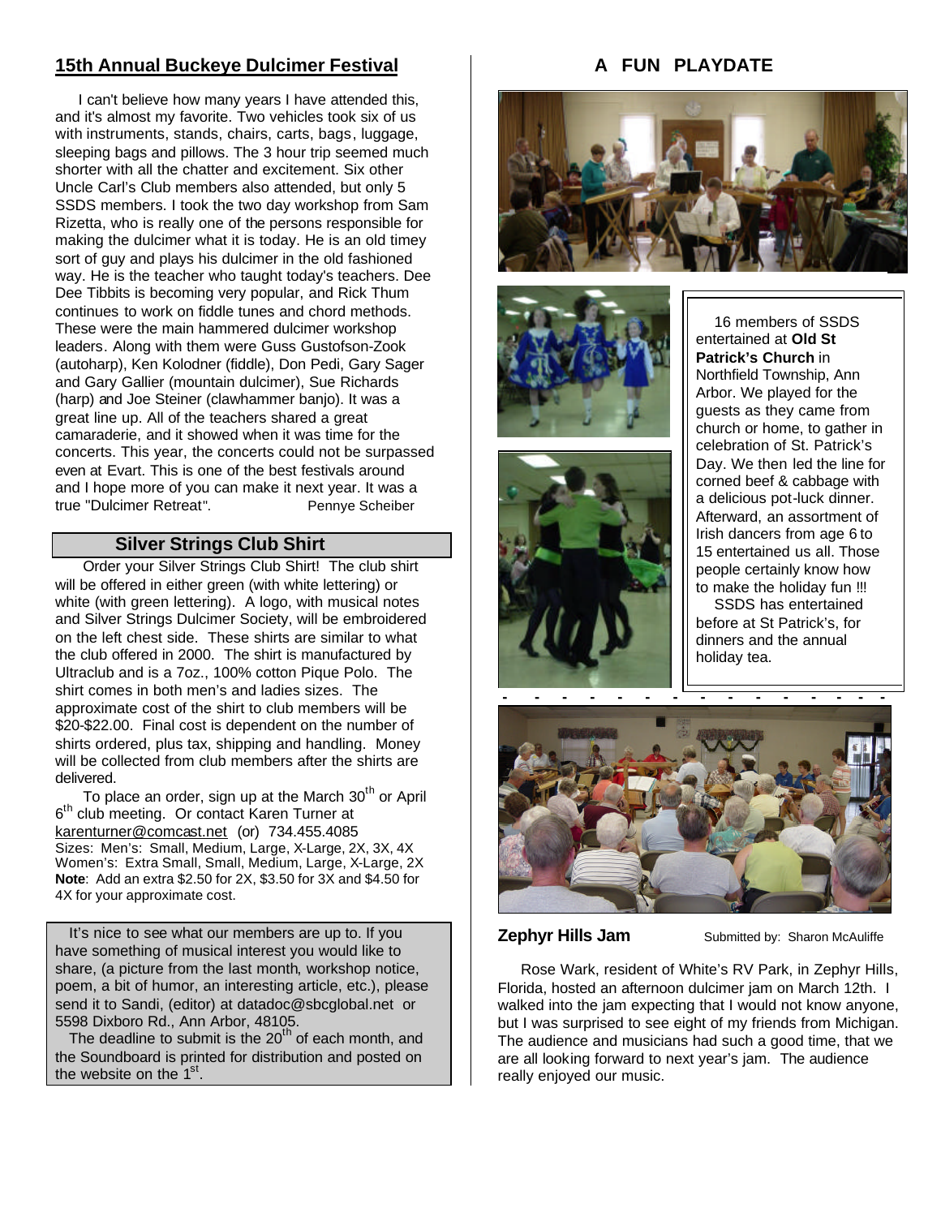## 15th Annual Buckeye Dulcimer Festival

I can't believe how many years I have attended this, and it's almost my favorite. Two vehicles took six of us with instruments, stands, chairs, carts, bags, luggage, sleeping bags and pillows. The 3 hour trip seemed much shorter with all the chatter and excitement. Six other Uncle Carl's Club members also attended, but only 5 SSDS members. I took the two day workshop from Sam Rizetta, who is really one of the persons responsible for making the dulcimer what it is today. He is an old timey sort of guy and plays his dulcimer in the old fashioned way. He is the teacher who taught today's teachers. Dee Dee Tibbits is becoming very popular, and Rick Thum continues to work on fiddle tunes and chord methods. These were the main hammered dulcimer workshop leaders. Along with them were Guss Gustofson-Zook (autoharp), Ken Kolodner (fiddle), Don Pedi, Gary Sager and Gary Gallier (mountain dulcimer), Sue Richards (harp) and Joe Steiner (clawhammer banjo). It was a great line up. All of the teachers shared a great camaraderie, and it showed when it was time for the concerts. This year, the concerts could not be surpassed even at Evart. This is one of the best festivals around and I hope more of you can make it next year. It was a true "Dulcimer Retreat". Pennye Scheiber

## Silver Strings Club Shirt

Order your Silver Strings Club Shirt! The club shirt will be offered in either green (with white lettering) or white (with green lettering). A logo, with musical notes and Silver Strings Dulcimer Society, will be embroidered on the left chest side. These shirts are similar to what the club offered in 2000. The shirt is manufactured by Ultraclub and is a 7oz., 100% cotton Pique Polo. The shirt comes in both men's and ladies sizes. The approximate cost of the shirt to club members will be \$20-\$22.00. Final cost is dependent on the number of shirts ordered, plus tax, shipping and handling. Money will be collected from club members after the shirts are delivered.

To place an order, sign up at the March 30th or April 6th club meeting. Or contact Karen Turner at karenturner@comcast.net (or) 734.455.4085

Sizes: Men's: Small, Medium, Large, X-Large, 2X, 3X, 4X
Women's: Extra Small, Small, Medium, Large, X-Large, 2X
**Note**: Add an extra \$2.50 for 2X, \$3.50 for 3X and \$4.50 for 4X for your approximate cost.

It's nice to see what our members are up to. If you have something of musical interest you would like to share, (a picture from the last month, workshop notice, poem, a bit of humor, an interesting article, etc.), please send it to Sandi, (editor) at datadoc@sbcglobal.net or 5598 Dixboro Rd., Ann Arbor, 48105.

The deadline to submit is the 20th of each month, and the Soundboard is printed for distribution and posted on the website on the 1st.

## A FUN PLAYDATE

16 members of SSDS entertained at **Old St Patrick's Church** in Northfield Township, Ann Arbor. We played for the guests as they came from church or home, to gather in celebration of St. Patrick's Day. We then led the line for corned beef & cabbage with a delicious pot-luck dinner. Afterward, an assortment of Irish dancers from age 6 to 15 entertained us all. Those people certainly know how to make the holiday fun !!!

SSDS has entertained before at St Patrick's, for dinners and the annual holiday tea.

**Zephyr Hills Jam** Submitted by: Sharon McAuliffe

Rose Wark, resident of White's RV Park, in Zephyr Hills, Florida, hosted an afternoon dulcimer jam on March 12th. I walked into the jam expecting that I would not know anyone, but I was surprised to see eight of my friends from Michigan. The audience and musicians had such a good time, that we are all looking forward to next year's jam. The audience really enjoyed our music.